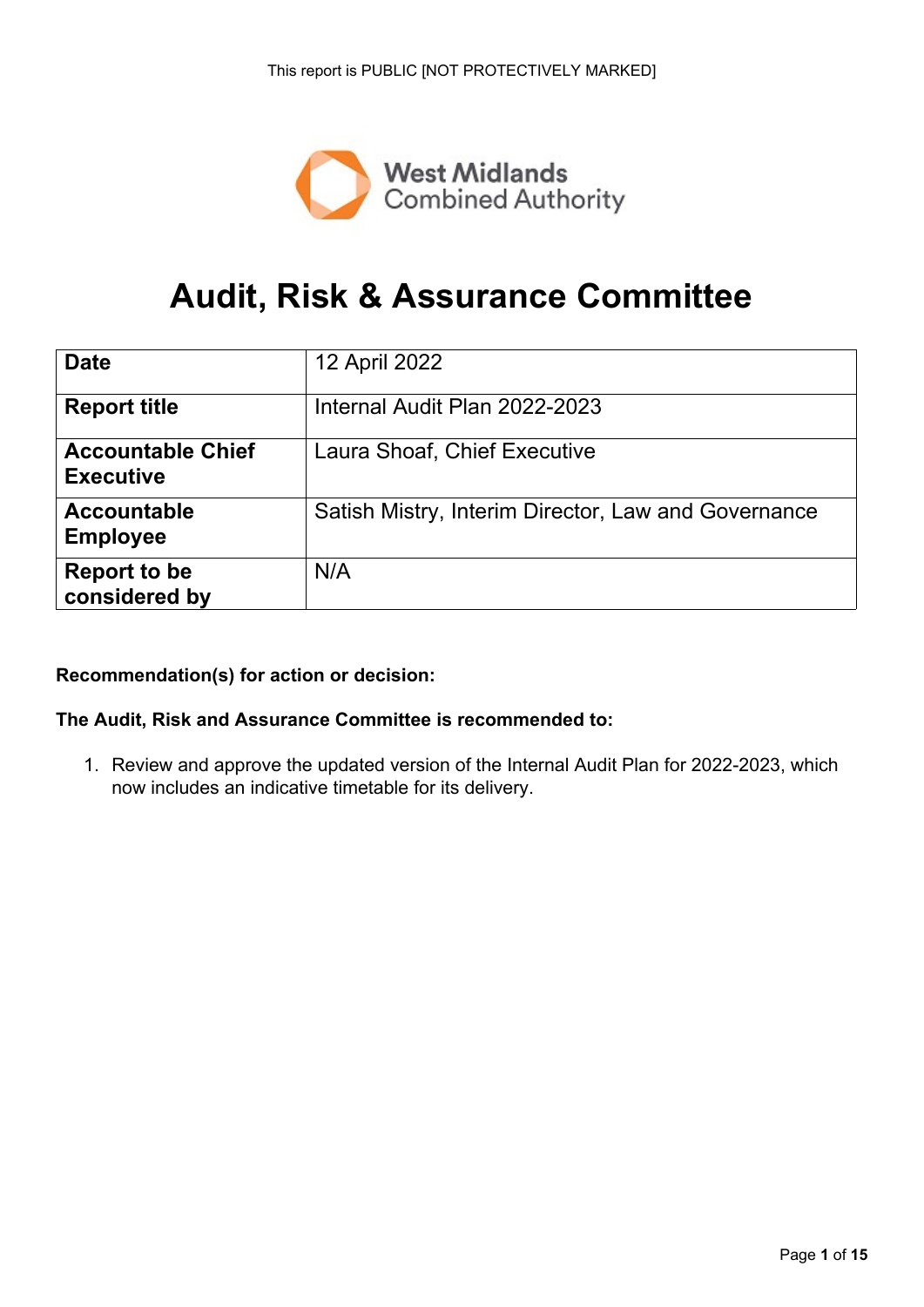This report is PUBLIC [NOT PROTECTIVELY MARKED]

West Midlands Combined Authority

# Audit, Risk & Assurance Committee

| Date | 12 April 2022 |
|---|---|
| Report title | Internal Audit Plan 2022-2023 |
| Accountable Chief Executive | Laura Shoaf, Chief Executive |
| Accountable Employee | Satish Mistry, Interim Director, Law and Governance |
| Report to be considered by | N/A |

**Recommendation(s) for action or decision:**

**The Audit, Risk and Assurance Committee is recommended to:**

1. Review and approve the updated version of the Internal Audit Plan for 2022-2023, which now includes an indicative timetable for its delivery.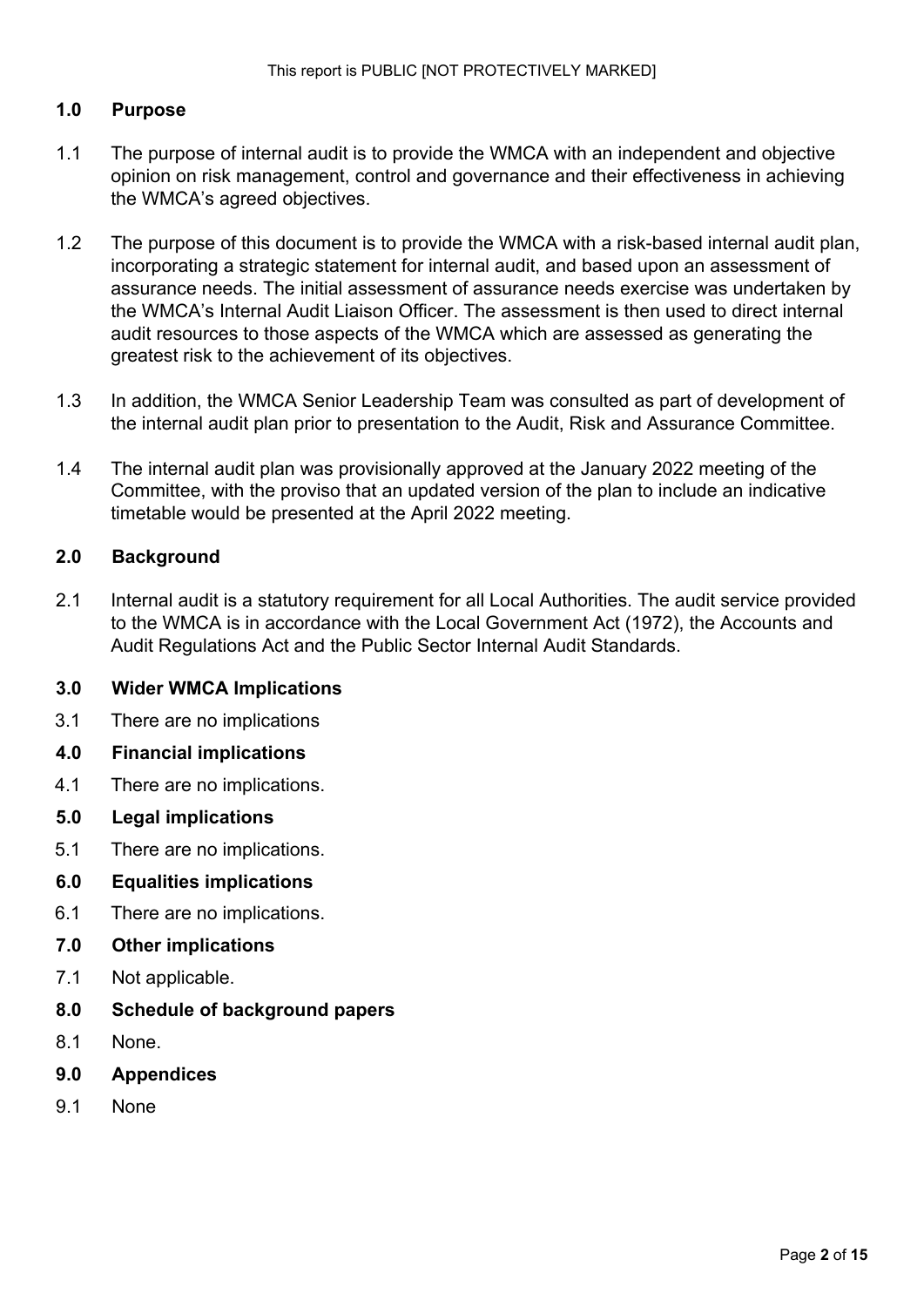## 1.0 Purpose

1.1 The purpose of internal audit is to provide the WMCA with an independent and objective opinion on risk management, control and governance and their effectiveness in achieving the WMCA's agreed objectives.

1.2 The purpose of this document is to provide the WMCA with a risk-based internal audit plan, incorporating a strategic statement for internal audit, and based upon an assessment of assurance needs. The initial assessment of assurance needs exercise was undertaken by the WMCA's Internal Audit Liaison Officer. The assessment is then used to direct internal audit resources to those aspects of the WMCA which are assessed as generating the greatest risk to the achievement of its objectives.

1.3 In addition, the WMCA Senior Leadership Team was consulted as part of development of the internal audit plan prior to presentation to the Audit, Risk and Assurance Committee.

1.4 The internal audit plan was provisionally approved at the January 2022 meeting of the Committee, with the proviso that an updated version of the plan to include an indicative timetable would be presented at the April 2022 meeting.

## 2.0 Background

2.1 Internal audit is a statutory requirement for all Local Authorities. The audit service provided to the WMCA is in accordance with the Local Government Act (1972), the Accounts and Audit Regulations Act and the Public Sector Internal Audit Standards.

## 3.0 Wider WMCA Implications

3.1 There are no implications

## 4.0 Financial implications

4.1 There are no implications.

## 5.0 Legal implications

5.1 There are no implications.

## 6.0 Equalities implications

6.1 There are no implications.

## 7.0 Other implications

7.1 Not applicable.

## 8.0 Schedule of background papers

8.1 None.

## 9.0 Appendices

9.1 None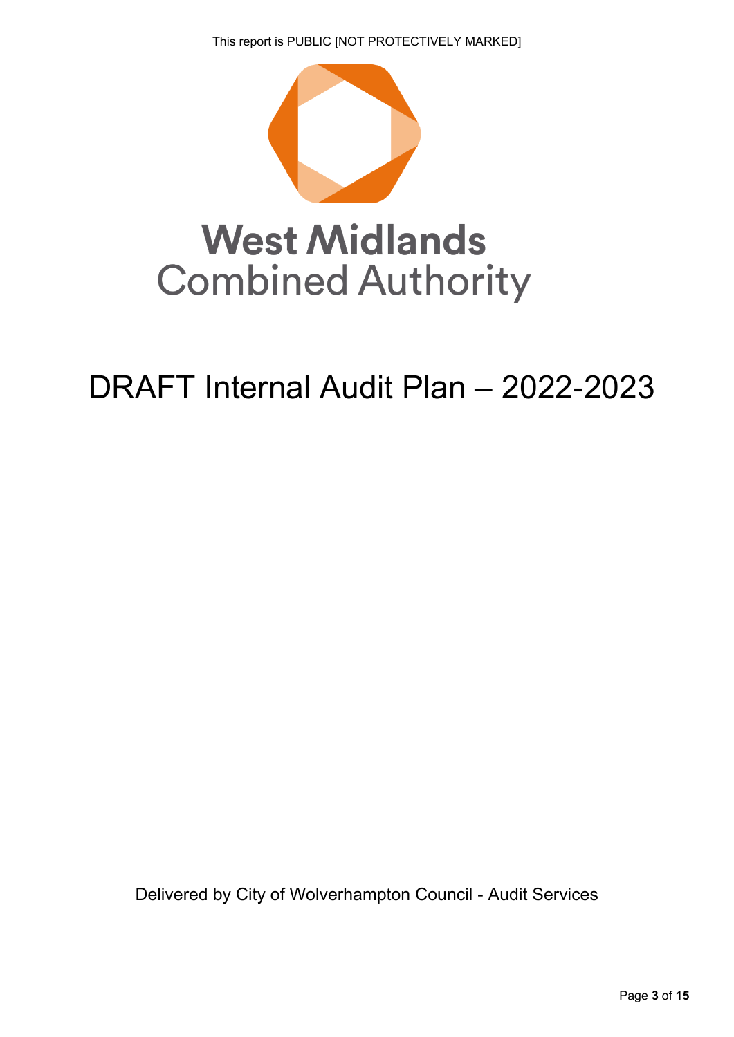This report is PUBLIC [NOT PROTECTIVELY MARKED]

**West Midlands**
Combined Authority

# DRAFT Internal Audit Plan – 2022-2023

Delivered by City of Wolverhampton Council - Audit Services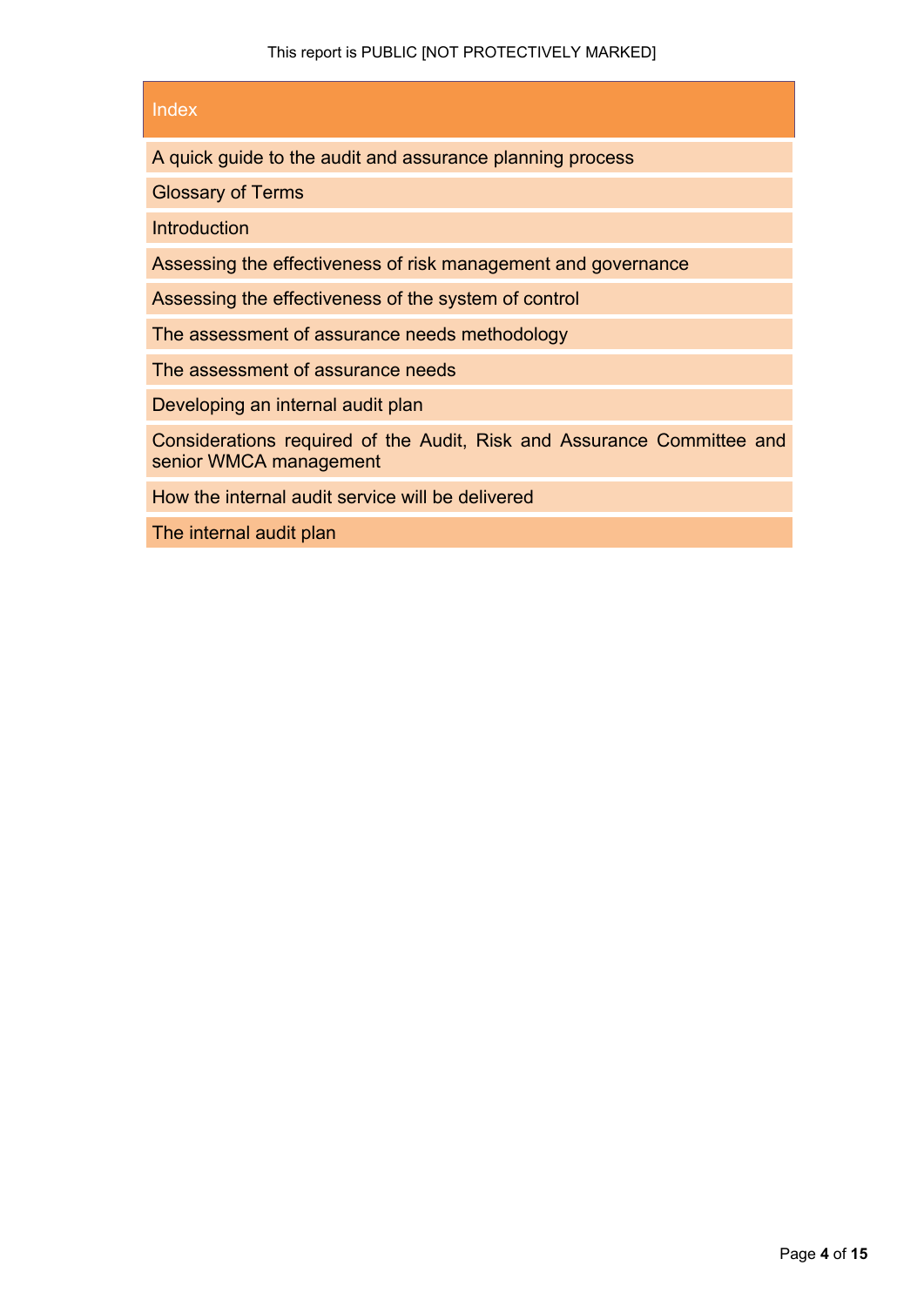## Index

- A quick guide to the audit and assurance planning process
- Glossary of Terms
- Introduction
- Assessing the effectiveness of risk management and governance
- Assessing the effectiveness of the system of control
- The assessment of assurance needs methodology
- The assessment of assurance needs
- Developing an internal audit plan
- Considerations required of the Audit, Risk and Assurance Committee and senior WMCA management
- How the internal audit service will be delivered
- The internal audit plan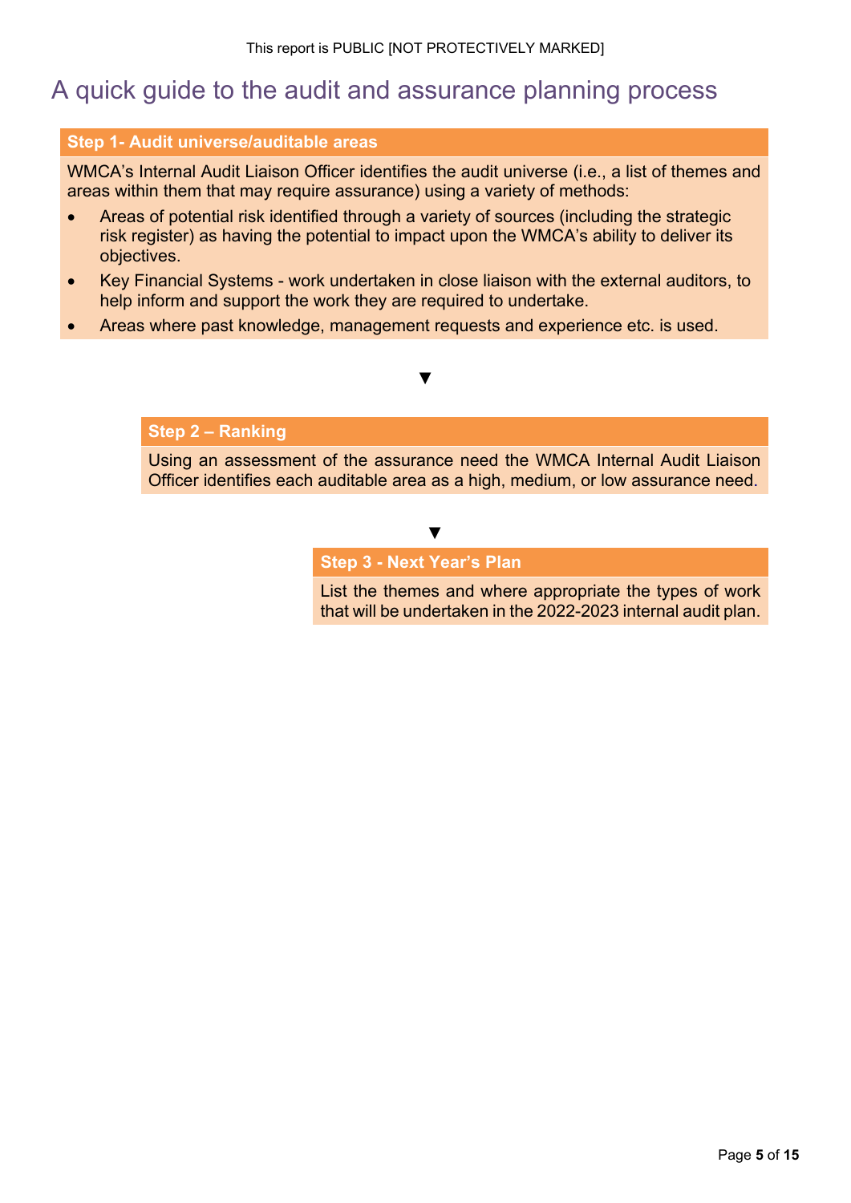# A quick guide to the audit and assurance planning process

### Step 1- Audit universe/auditable areas

WMCA's Internal Audit Liaison Officer identifies the audit universe (i.e., a list of themes and areas within them that may require assurance) using a variety of methods:

- Areas of potential risk identified through a variety of sources (including the strategic risk register) as having the potential to impact upon the WMCA's ability to deliver its objectives.
- Key Financial Systems - work undertaken in close liaison with the external auditors, to help inform and support the work they are required to undertake.
- Areas where past knowledge, management requests and experience etc. is used.

▼

### Step 2 – Ranking

Using an assessment of the assurance need the WMCA Internal Audit Liaison Officer identifies each auditable area as a high, medium, or low assurance need.

▼

### Step 3 - Next Year's Plan

List the themes and where appropriate the types of work that will be undertaken in the 2022-2023 internal audit plan.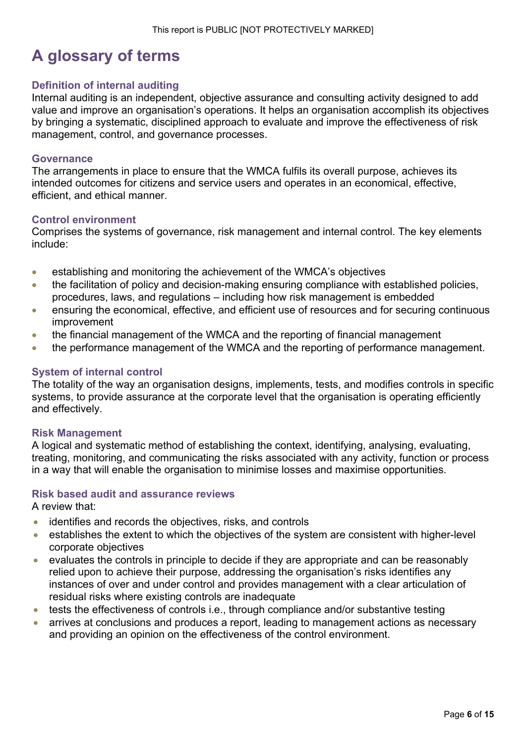# A glossary of terms

### Definition of internal auditing

Internal auditing is an independent, objective assurance and consulting activity designed to add value and improve an organisation's operations. It helps an organisation accomplish its objectives by bringing a systematic, disciplined approach to evaluate and improve the effectiveness of risk management, control, and governance processes.

### Governance

The arrangements in place to ensure that the WMCA fulfils its overall purpose, achieves its intended outcomes for citizens and service users and operates in an economical, effective, efficient, and ethical manner.

### Control environment

Comprises the systems of governance, risk management and internal control. The key elements include:

- establishing and monitoring the achievement of the WMCA's objectives
- the facilitation of policy and decision-making ensuring compliance with established policies, procedures, laws, and regulations – including how risk management is embedded
- ensuring the economical, effective, and efficient use of resources and for securing continuous improvement
- the financial management of the WMCA and the reporting of financial management
- the performance management of the WMCA and the reporting of performance management.

### System of internal control

The totality of the way an organisation designs, implements, tests, and modifies controls in specific systems, to provide assurance at the corporate level that the organisation is operating efficiently and effectively.

### Risk Management

A logical and systematic method of establishing the context, identifying, analysing, evaluating, treating, monitoring, and communicating the risks associated with any activity, function or process in a way that will enable the organisation to minimise losses and maximise opportunities.

### Risk based audit and assurance reviews

A review that:

- identifies and records the objectives, risks, and controls
- establishes the extent to which the objectives of the system are consistent with higher-level corporate objectives
- evaluates the controls in principle to decide if they are appropriate and can be reasonably relied upon to achieve their purpose, addressing the organisation's risks identifies any instances of over and under control and provides management with a clear articulation of residual risks where existing controls are inadequate
- tests the effectiveness of controls i.e., through compliance and/or substantive testing
- arrives at conclusions and produces a report, leading to management actions as necessary and providing an opinion on the effectiveness of the control environment.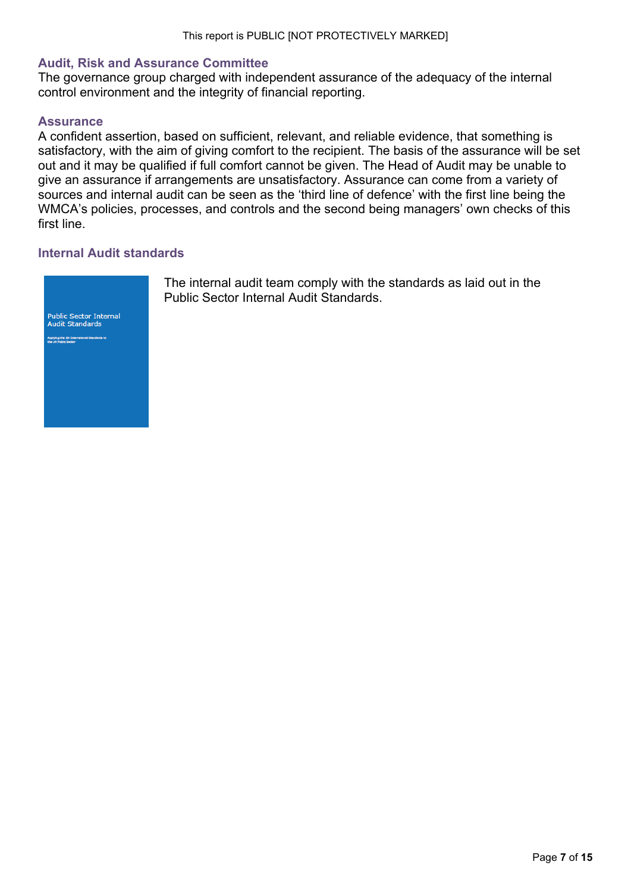### Audit, Risk and Assurance Committee

The governance group charged with independent assurance of the adequacy of the internal control environment and the integrity of financial reporting.

### Assurance

A confident assertion, based on sufficient, relevant, and reliable evidence, that something is satisfactory, with the aim of giving comfort to the recipient. The basis of the assurance will be set out and it may be qualified if full comfort cannot be given. The Head of Audit may be unable to give an assurance if arrangements are unsatisfactory. Assurance can come from a variety of sources and internal audit can be seen as the 'third line of defence' with the first line being the WMCA's policies, processes, and controls and the second being managers' own checks of this first line.

### Internal Audit standards

Public Sector Internal Audit Standards

Applying the IIA International Standards to the UK Public Sector

The internal audit team comply with the standards as laid out in the Public Sector Internal Audit Standards.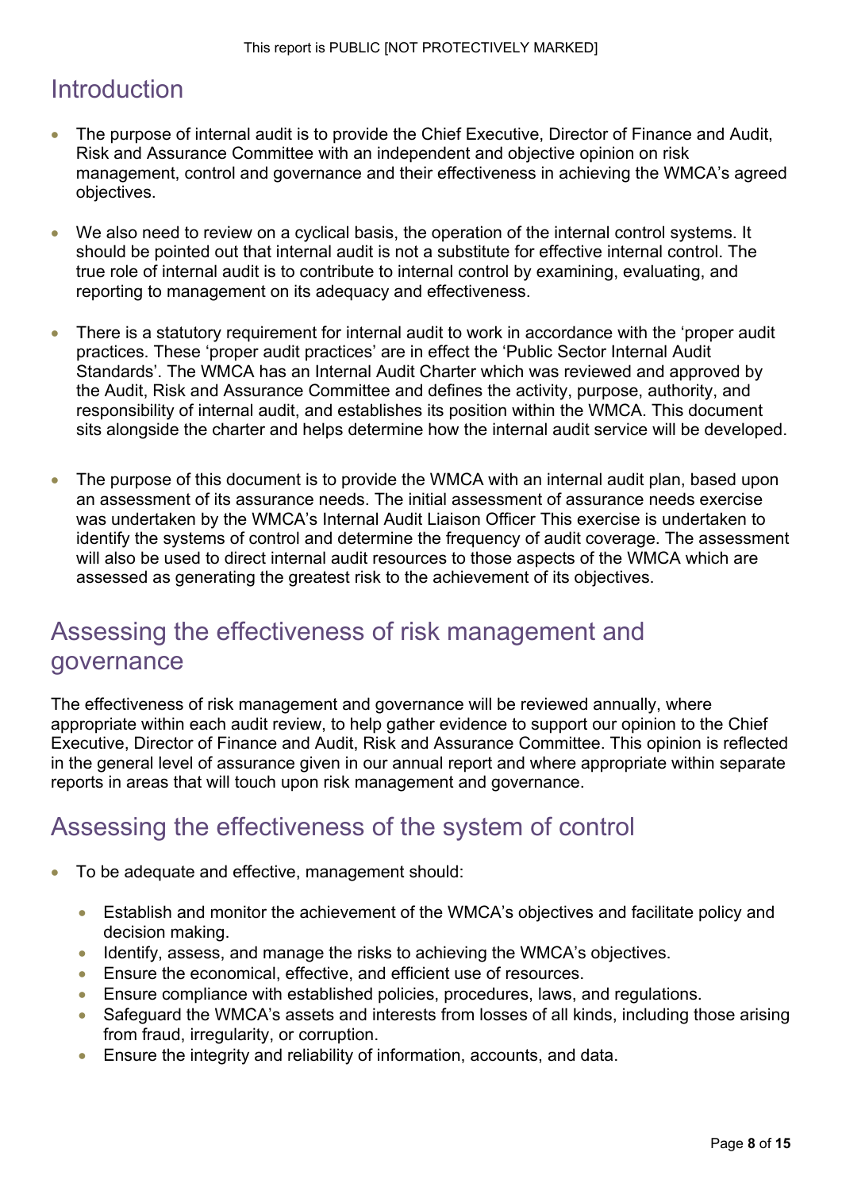## Introduction

- The purpose of internal audit is to provide the Chief Executive, Director of Finance and Audit, Risk and Assurance Committee with an independent and objective opinion on risk management, control and governance and their effectiveness in achieving the WMCA's agreed objectives.

- We also need to review on a cyclical basis, the operation of the internal control systems. It should be pointed out that internal audit is not a substitute for effective internal control. The true role of internal audit is to contribute to internal control by examining, evaluating, and reporting to management on its adequacy and effectiveness.

- There is a statutory requirement for internal audit to work in accordance with the 'proper audit practices. These 'proper audit practices' are in effect the 'Public Sector Internal Audit Standards'. The WMCA has an Internal Audit Charter which was reviewed and approved by the Audit, Risk and Assurance Committee and defines the activity, purpose, authority, and responsibility of internal audit, and establishes its position within the WMCA. This document sits alongside the charter and helps determine how the internal audit service will be developed.

- The purpose of this document is to provide the WMCA with an internal audit plan, based upon an assessment of its assurance needs. The initial assessment of assurance needs exercise was undertaken by the WMCA's Internal Audit Liaison Officer This exercise is undertaken to identify the systems of control and determine the frequency of audit coverage. The assessment will also be used to direct internal audit resources to those aspects of the WMCA which are assessed as generating the greatest risk to the achievement of its objectives.

## Assessing the effectiveness of risk management and governance

The effectiveness of risk management and governance will be reviewed annually, where appropriate within each audit review, to help gather evidence to support our opinion to the Chief Executive, Director of Finance and Audit, Risk and Assurance Committee. This opinion is reflected in the general level of assurance given in our annual report and where appropriate within separate reports in areas that will touch upon risk management and governance.

## Assessing the effectiveness of the system of control

- To be adequate and effective, management should:
  - Establish and monitor the achievement of the WMCA's objectives and facilitate policy and decision making.
  - Identify, assess, and manage the risks to achieving the WMCA's objectives.
  - Ensure the economical, effective, and efficient use of resources.
  - Ensure compliance with established policies, procedures, laws, and regulations.
  - Safeguard the WMCA's assets and interests from losses of all kinds, including those arising from fraud, irregularity, or corruption.
  - Ensure the integrity and reliability of information, accounts, and data.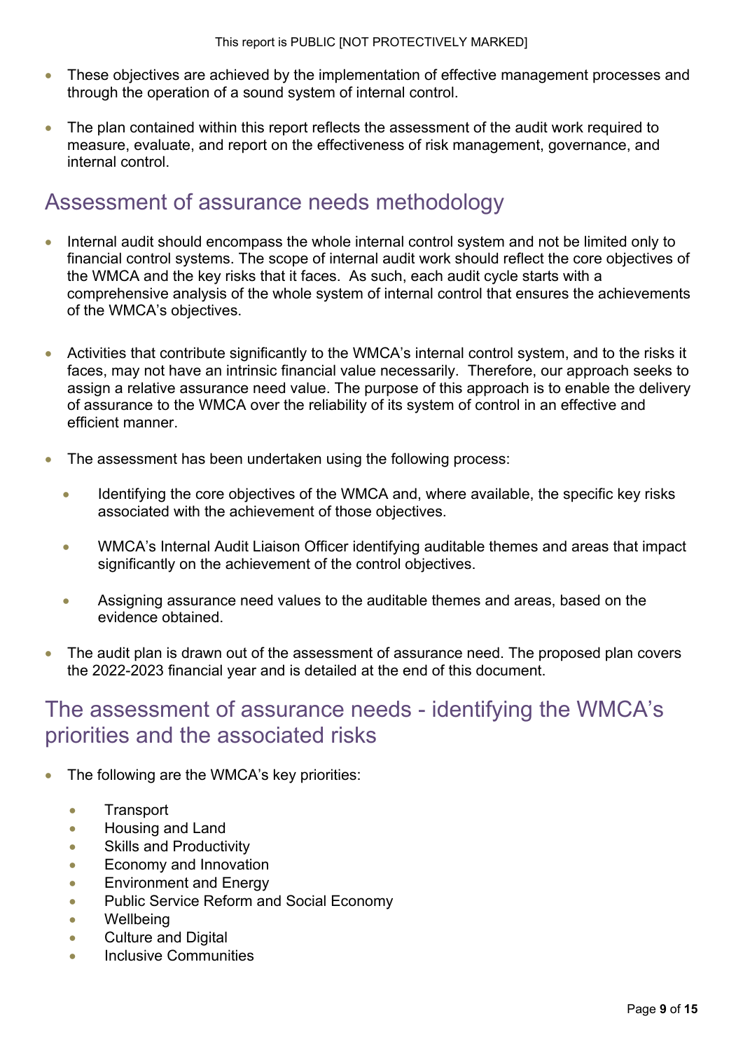- These objectives are achieved by the implementation of effective management processes and through the operation of a sound system of internal control.

- The plan contained within this report reflects the assessment of the audit work required to measure, evaluate, and report on the effectiveness of risk management, governance, and internal control.

## Assessment of assurance needs methodology

- Internal audit should encompass the whole internal control system and not be limited only to financial control systems. The scope of internal audit work should reflect the core objectives of the WMCA and the key risks that it faces. As such, each audit cycle starts with a comprehensive analysis of the whole system of internal control that ensures the achievements of the WMCA's objectives.

- Activities that contribute significantly to the WMCA's internal control system, and to the risks it faces, may not have an intrinsic financial value necessarily. Therefore, our approach seeks to assign a relative assurance need value. The purpose of this approach is to enable the delivery of assurance to the WMCA over the reliability of its system of control in an effective and efficient manner.

- The assessment has been undertaken using the following process:

  - Identifying the core objectives of the WMCA and, where available, the specific key risks associated with the achievement of those objectives.

  - WMCA's Internal Audit Liaison Officer identifying auditable themes and areas that impact significantly on the achievement of the control objectives.

  - Assigning assurance need values to the auditable themes and areas, based on the evidence obtained.

- The audit plan is drawn out of the assessment of assurance need. The proposed plan covers the 2022-2023 financial year and is detailed at the end of this document.

## The assessment of assurance needs - identifying the WMCA's priorities and the associated risks

- The following are the WMCA's key priorities:

  - Transport
  - Housing and Land
  - Skills and Productivity
  - Economy and Innovation
  - Environment and Energy
  - Public Service Reform and Social Economy
  - Wellbeing
  - Culture and Digital
  - Inclusive Communities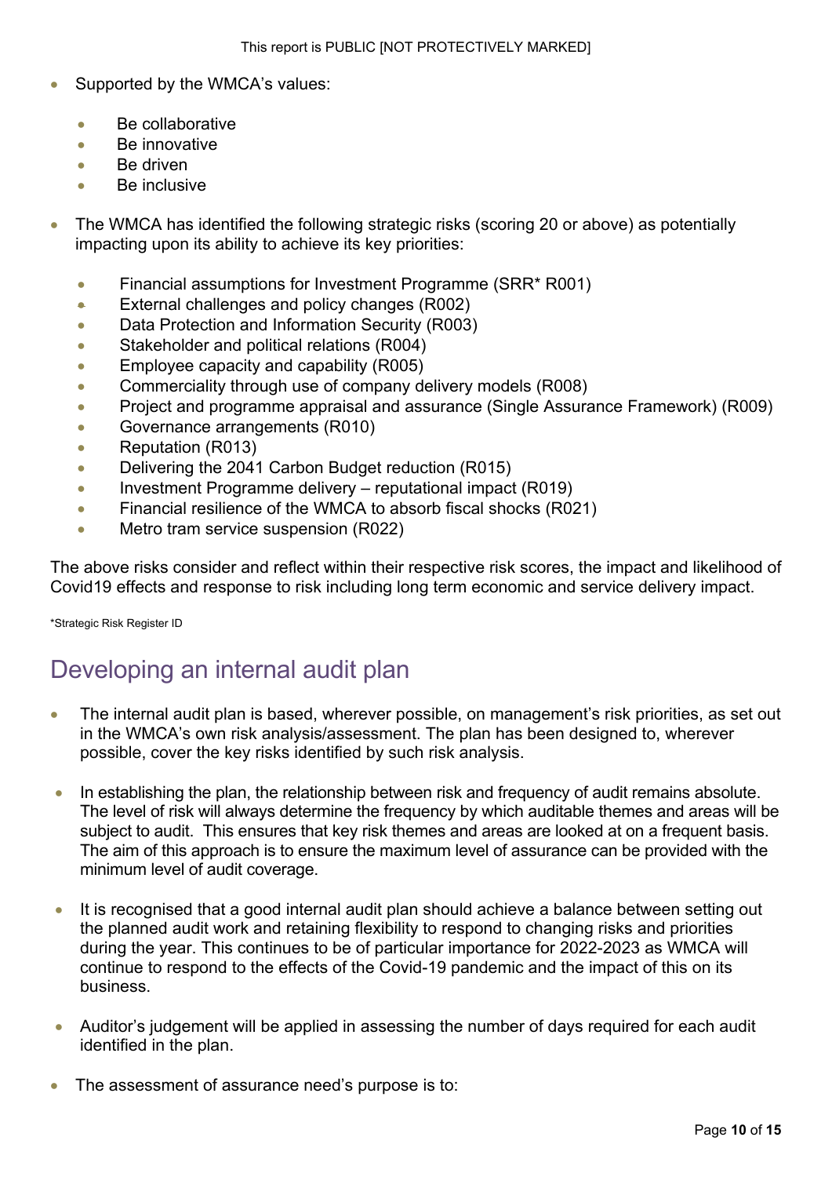- Supported by the WMCA's values:
    - Be collaborative
    - Be innovative
    - Be driven
    - Be inclusive

- The WMCA has identified the following strategic risks (scoring 20 or above) as potentially impacting upon its ability to achieve its key priorities:
    - Financial assumptions for Investment Programme (SRR* R001)
    - External challenges and policy changes (R002)
    - Data Protection and Information Security (R003)
    - Stakeholder and political relations (R004)
    - Employee capacity and capability (R005)
    - Commerciality through use of company delivery models (R008)
    - Project and programme appraisal and assurance (Single Assurance Framework) (R009)
    - Governance arrangements (R010)
    - Reputation (R013)
    - Delivering the 2041 Carbon Budget reduction (R015)
    - Investment Programme delivery – reputational impact (R019)
    - Financial resilience of the WMCA to absorb fiscal shocks (R021)
    - Metro tram service suspension (R022)

The above risks consider and reflect within their respective risk scores, the impact and likelihood of Covid19 effects and response to risk including long term economic and service delivery impact.

*Strategic Risk Register ID

## Developing an internal audit plan

- The internal audit plan is based, wherever possible, on management's risk priorities, as set out in the WMCA's own risk analysis/assessment. The plan has been designed to, wherever possible, cover the key risks identified by such risk analysis.

- In establishing the plan, the relationship between risk and frequency of audit remains absolute. The level of risk will always determine the frequency by which auditable themes and areas will be subject to audit. This ensures that key risk themes and areas are looked at on a frequent basis. The aim of this approach is to ensure the maximum level of assurance can be provided with the minimum level of audit coverage.

- It is recognised that a good internal audit plan should achieve a balance between setting out the planned audit work and retaining flexibility to respond to changing risks and priorities during the year. This continues to be of particular importance for 2022-2023 as WMCA will continue to respond to the effects of the Covid-19 pandemic and the impact of this on its business.

- Auditor's judgement will be applied in assessing the number of days required for each audit identified in the plan.

- The assessment of assurance need's purpose is to: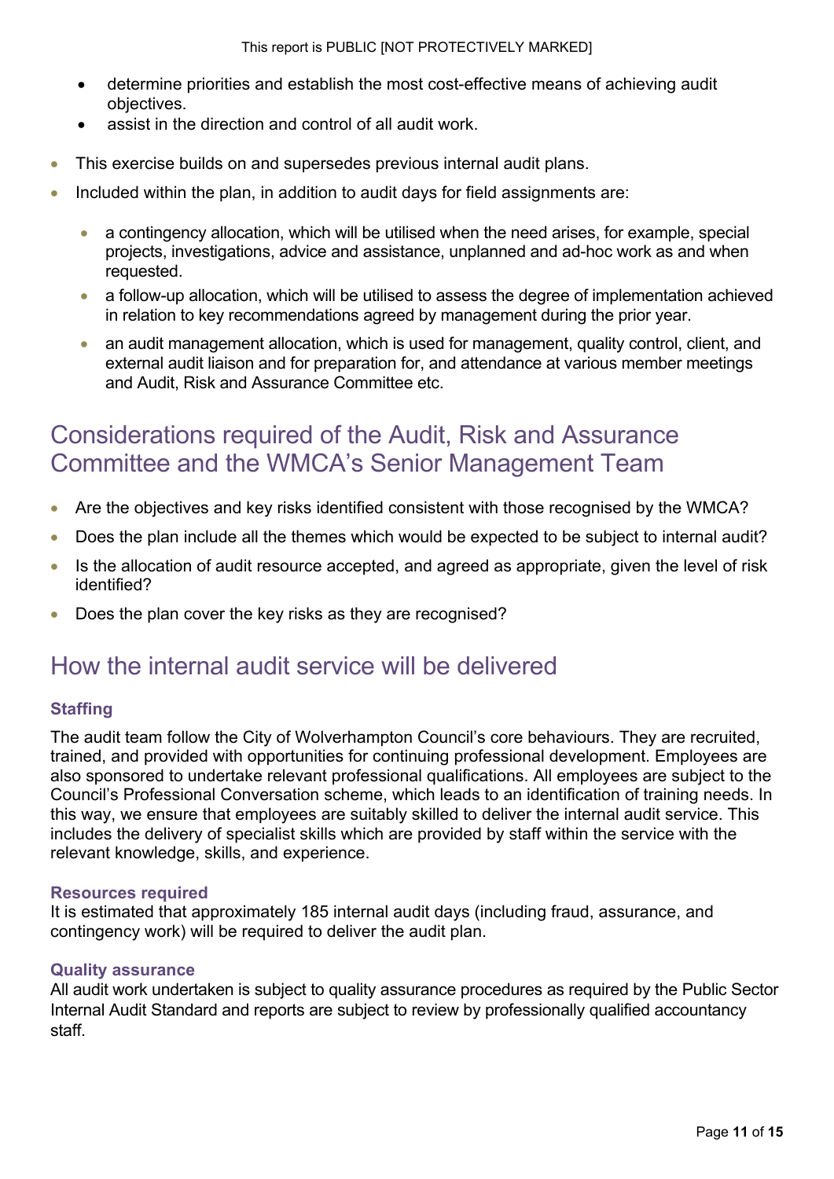- determine priorities and establish the most cost-effective means of achieving audit objectives.
- assist in the direction and control of all audit work.

- This exercise builds on and supersedes previous internal audit plans.
- Included within the plan, in addition to audit days for field assignments are:
  - a contingency allocation, which will be utilised when the need arises, for example, special projects, investigations, advice and assistance, unplanned and ad-hoc work as and when requested.
  - a follow-up allocation, which will be utilised to assess the degree of implementation achieved in relation to key recommendations agreed by management during the prior year.
  - an audit management allocation, which is used for management, quality control, client, and external audit liaison and for preparation for, and attendance at various member meetings and Audit, Risk and Assurance Committee etc.

## Considerations required of the Audit, Risk and Assurance Committee and the WMCA's Senior Management Team

- Are the objectives and key risks identified consistent with those recognised by the WMCA?
- Does the plan include all the themes which would be expected to be subject to internal audit?
- Is the allocation of audit resource accepted, and agreed as appropriate, given the level of risk identified?
- Does the plan cover the key risks as they are recognised?

## How the internal audit service will be delivered

### Staffing

The audit team follow the City of Wolverhampton Council's core behaviours. They are recruited, trained, and provided with opportunities for continuing professional development. Employees are also sponsored to undertake relevant professional qualifications. All employees are subject to the Council's Professional Conversation scheme, which leads to an identification of training needs. In this way, we ensure that employees are suitably skilled to deliver the internal audit service. This includes the delivery of specialist skills which are provided by staff within the service with the relevant knowledge, skills, and experience.

#### Resources required

It is estimated that approximately 185 internal audit days (including fraud, assurance, and contingency work) will be required to deliver the audit plan.

#### Quality assurance

All audit work undertaken is subject to quality assurance procedures as required by the Public Sector Internal Audit Standard and reports are subject to review by professionally qualified accountancy staff.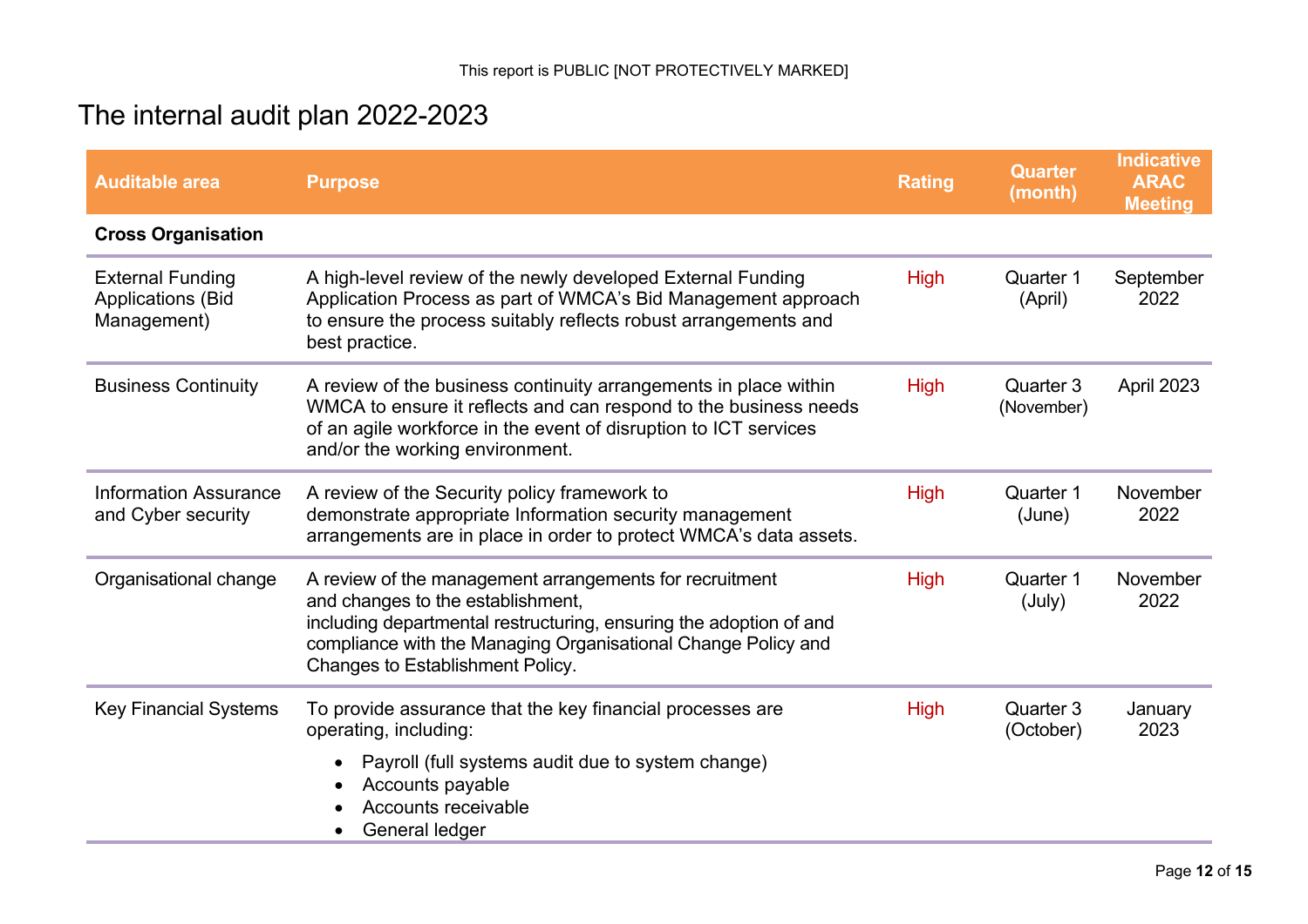This report is PUBLIC [NOT PROTECTIVELY MARKED]

# The internal audit plan 2022-2023

| Auditable area | Purpose | Rating | Quarter (month) | Indicative ARAC Meeting |
|---|---|---|---|---|
| **Cross Organisation** | | | | |
| External Funding Applications (Bid Management) | A high-level review of the newly developed External Funding Application Process as part of WMCA's Bid Management approach to ensure the process suitably reflects robust arrangements and best practice. | High | Quarter 1 (April) | September 2022 |
| Business Continuity | A review of the business continuity arrangements in place within WMCA to ensure it reflects and can respond to the business needs of an agile workforce in the event of disruption to ICT services and/or the working environment. | High | Quarter 3 (November) | April 2023 |
| Information Assurance and Cyber security | A review of the Security policy framework to demonstrate appropriate Information security management arrangements are in place in order to protect WMCA's data assets. | High | Quarter 1 (June) | November 2022 |
| Organisational change | A review of the management arrangements for recruitment and changes to the establishment, including departmental restructuring, ensuring the adoption of and compliance with the Managing Organisational Change Policy and Changes to Establishment Policy. | High | Quarter 1 (July) | November 2022 |
| Key Financial Systems | To provide assurance that the key financial processes are operating, including:<br>• Payroll (full systems audit due to system change)<br>• Accounts payable<br>• Accounts receivable<br>• General ledger | High | Quarter 3 (October) | January 2023 |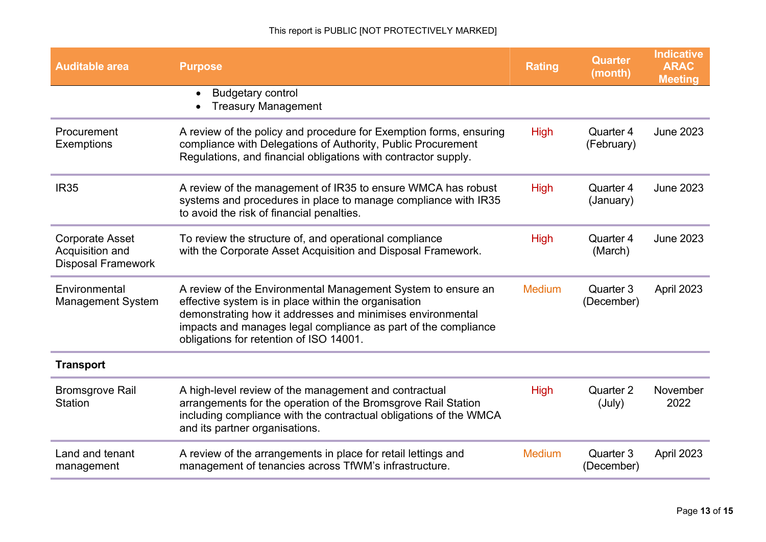This report is PUBLIC [NOT PROTECTIVELY MARKED]

| Auditable area | Purpose | Rating | Quarter (month) | Indicative ARAC Meeting |
|---|---|---|---|---|
| | • Budgetary control<br>• Treasury Management | | | |
| Procurement Exemptions | A review of the policy and procedure for Exemption forms, ensuring compliance with Delegations of Authority, Public Procurement Regulations, and financial obligations with contractor supply. | High | Quarter 4 (February) | June 2023 |
| IR35 | A review of the management of IR35 to ensure WMCA has robust systems and procedures in place to manage compliance with IR35 to avoid the risk of financial penalties. | High | Quarter 4 (January) | June 2023 |
| Corporate Asset Acquisition and Disposal Framework | To review the structure of, and operational compliance with the Corporate Asset Acquisition and Disposal Framework. | High | Quarter 4 (March) | June 2023 |
| Environmental Management System | A review of the Environmental Management System to ensure an effective system is in place within the organisation demonstrating how it addresses and minimises environmental impacts and manages legal compliance as part of the compliance obligations for retention of ISO 14001. | Medium | Quarter 3 (December) | April 2023 |
| **Transport** | | | | |
| Bromsgrove Rail Station | A high-level review of the management and contractual arrangements for the operation of the Bromsgrove Rail Station including compliance with the contractual obligations of the WMCA and its partner organisations. | High | Quarter 2 (July) | November 2022 |
| Land and tenant management | A review of the arrangements in place for retail lettings and management of tenancies across TfWM's infrastructure. | Medium | Quarter 3 (December) | April 2023 |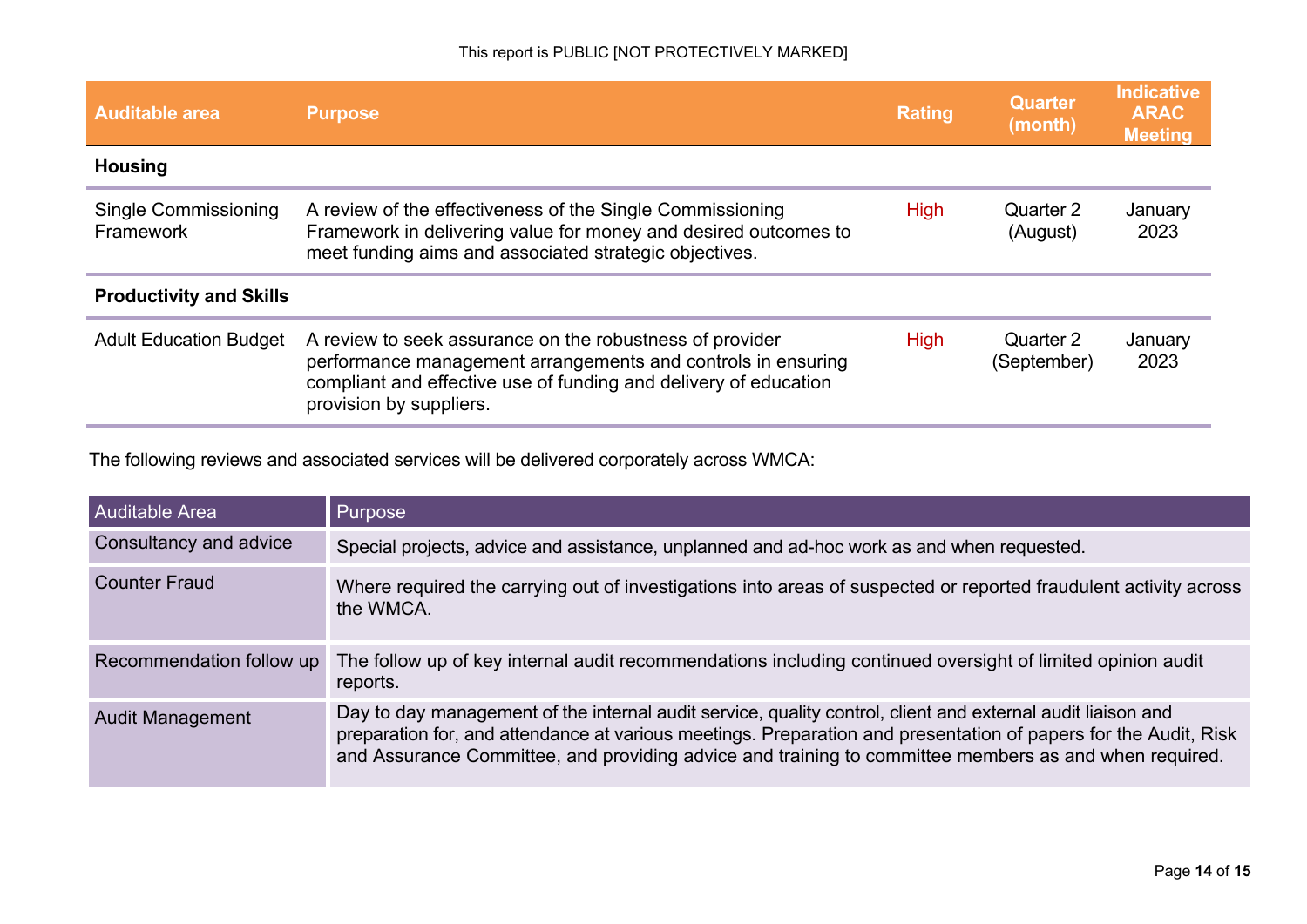| Auditable area | Purpose | Rating | Quarter (month) | Indicative ARAC Meeting |
|---|---|---|---|---|
| **Housing** | | | | |
| Single Commissioning Framework | A review of the effectiveness of the Single Commissioning Framework in delivering value for money and desired outcomes to meet funding aims and associated strategic objectives. | High | Quarter 2 (August) | January 2023 |
| **Productivity and Skills** | | | | |
| Adult Education Budget | A review to seek assurance on the robustness of provider performance management arrangements and controls in ensuring compliant and effective use of funding and delivery of education provision by suppliers. | High | Quarter 2 (September) | January 2023 |

The following reviews and associated services will be delivered corporately across WMCA:

| Auditable Area | Purpose |
|---|---|
| Consultancy and advice | Special projects, advice and assistance, unplanned and ad-hoc work as and when requested. |
| Counter Fraud | Where required the carrying out of investigations into areas of suspected or reported fraudulent activity across the WMCA. |
| Recommendation follow up | The follow up of key internal audit recommendations including continued oversight of limited opinion audit reports. |
| Audit Management | Day to day management of the internal audit service, quality control, client and external audit liaison and preparation for, and attendance at various meetings. Preparation and presentation of papers for the Audit, Risk and Assurance Committee, and providing advice and training to committee members as and when required. |